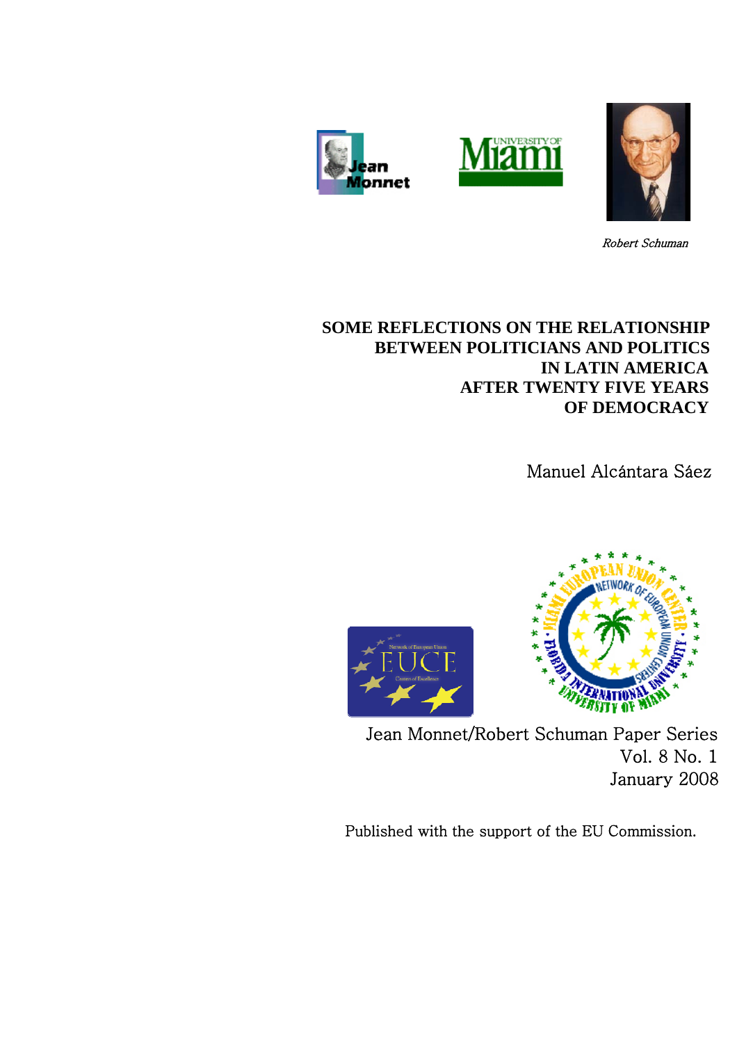*Robert Schuman*

# SOME REFLECTIONS ON THE RELATIONSHIP BETWEEN POLITICIANS AND POLITICS IN LATIN AMERICA AFTER TWENTY FIVE YEARS OF DEMOCRACY

Manuel Alcántara Sáez

Jean Monnet/Robert Schuman Paper Series
Vol. 8 No. 1
January 2008

Published with the support of the EU Commission.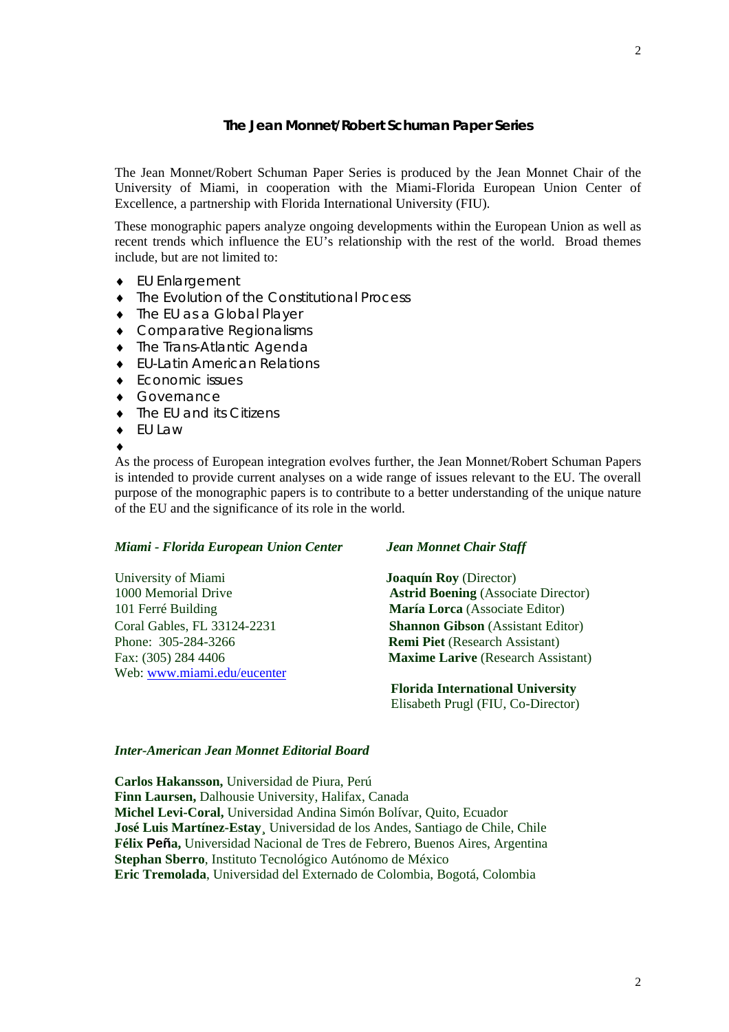## The Jean Monnet/Robert Schuman Paper Series

The Jean Monnet/Robert Schuman Paper Series is produced by the Jean Monnet Chair of the University of Miami, in cooperation with the Miami-Florida European Union Center of Excellence, a partnership with Florida International University (FIU).

These monographic papers analyze ongoing developments within the European Union as well as recent trends which influence the EU's relationship with the rest of the world. Broad themes include, but are not limited to:

- EU Enlargement
- The Evolution of the Constitutional Process
- The EU as a Global Player
- Comparative Regionalisms
- The Trans-Atlantic Agenda
- EU-Latin American Relations
- Economic issues
- Governance
- The EU and its Citizens
- EU Law

As the process of European integration evolves further, the Jean Monnet/Robert Schuman Papers is intended to provide current analyses on a wide range of issues relevant to the EU. The overall purpose of the monographic papers is to contribute to a better understanding of the unique nature of the EU and the significance of its role in the world.

***Miami - Florida European Union Center***

University of Miami
1000 Memorial Drive
101 Ferré Building
Coral Gables, FL 33124-2231
Phone: 305-284-3266
Fax: (305) 284 4406
Web: www.miami.edu/eucenter

***Jean Monnet Chair Staff***

**Joaquín Roy** (Director)
**Astrid Boening** (Associate Director)
**María Lorca** (Associate Editor)
**Shannon Gibson** (Assistant Editor)
**Remi Piet** (Research Assistant)
**Maxime Larive** (Research Assistant)

**Florida International University**
Elisabeth Prugl (FIU, Co-Director)

***Inter-American Jean Monnet Editorial Board***

**Carlos Hakansson,** Universidad de Piura, Perú
**Finn Laursen,** Dalhousie University, Halifax, Canada
**Michel Levi-Coral,** Universidad Andina Simón Bolívar, Quito, Ecuador
**José Luis Martínez-Estay**¸ Universidad de los Andes, Santiago de Chile, Chile
**Félix Peña,** Universidad Nacional de Tres de Febrero, Buenos Aires, Argentina
**Stephan Sberro**, Instituto Tecnológico Autónomo de México
**Eric Tremolada**, Universidad del Externado de Colombia, Bogotá, Colombia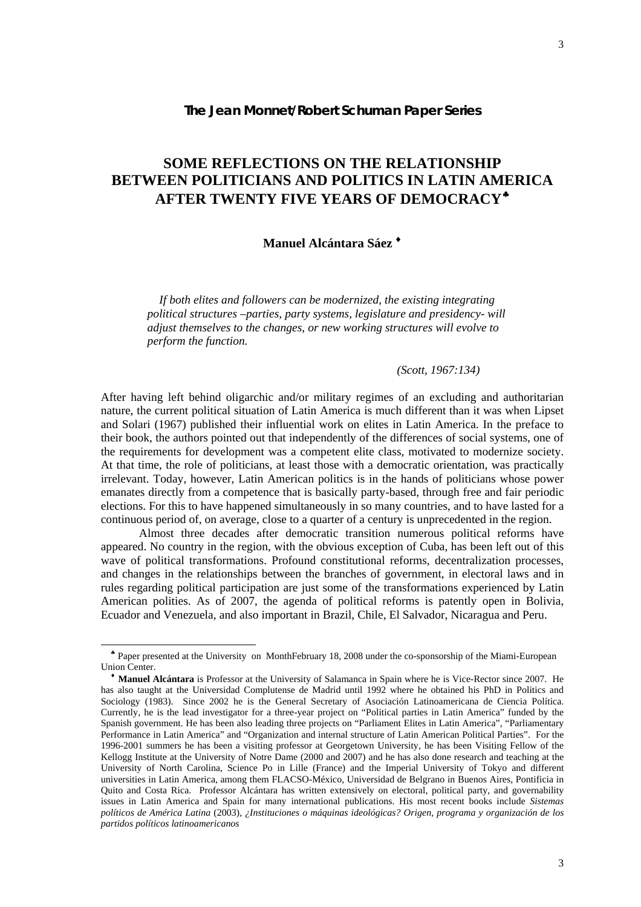**The Jean Monnet/Robert Schuman Paper Series**

# SOME REFLECTIONS ON THE RELATIONSHIP BETWEEN POLITICIANS AND POLITICS IN LATIN AMERICA AFTER TWENTY FIVE YEARS OF DEMOCRACY[♣]

**Manuel Alcántara Sáez** [♦]

> *If both elites and followers can be modernized, the existing integrating political structures –parties, party systems, legislature and presidency- will adjust themselves to the changes, or new working structures will evolve to perform the function.*
>
> *(Scott, 1967:134)*

After having left behind oligarchic and/or military regimes of an excluding and authoritarian nature, the current political situation of Latin America is much different than it was when Lipset and Solari (1967) published their influential work on elites in Latin America. In the preface to their book, the authors pointed out that independently of the differences of social systems, one of the requirements for development was a competent elite class, motivated to modernize society. At that time, the role of politicians, at least those with a democratic orientation, was practically irrelevant. Today, however, Latin American politics is in the hands of politicians whose power emanates directly from a competence that is basically party-based, through free and fair periodic elections. For this to have happened simultaneously in so many countries, and to have lasted for a continuous period of, on average, close to a quarter of a century is unprecedented in the region.

Almost three decades after democratic transition numerous political reforms have appeared. No country in the region, with the obvious exception of Cuba, has been left out of this wave of political transformations. Profound constitutional reforms, decentralization processes, and changes in the relationships between the branches of government, in electoral laws and in rules regarding political participation are just some of the transformations experienced by Latin American polities. As of 2007, the agenda of political reforms is patently open in Bolivia, Ecuador and Venezuela, and also important in Brazil, Chile, El Salvador, Nicaragua and Peru.

---

[♣] Paper presented at the University on MonthFebruary 18, 2008 under the co-sponsorship of the Miami-European Union Center.

[♦] **Manuel Alcántara** is Professor at the University of Salamanca in Spain where he is Vice-Rector since 2007. He has also taught at the Universidad Complutense de Madrid until 1992 where he obtained his PhD in Politics and Sociology (1983). Since 2002 he is the General Secretary of Asociación Latinoamericana de Ciencia Política. Currently, he is the lead investigator for a three-year project on "Political parties in Latin America" funded by the Spanish government. He has been also leading three projects on "Parliament Elites in Latin America", "Parliamentary Performance in Latin America" and "Organization and internal structure of Latin American Political Parties". For the 1996-2001 summers he has been a visiting professor at Georgetown University, he has been Visiting Fellow of the Kellogg Institute at the University of Notre Dame (2000 and 2007) and he has also done research and teaching at the University of North Carolina, Science Po in Lille (France) and the Imperial University of Tokyo and different universities in Latin America, among them FLACSO-México, Universidad de Belgrano in Buenos Aires, Pontificia in Quito and Costa Rica. Professor Alcántara has written extensively on electoral, political party, and governability issues in Latin America and Spain for many international publications. His most recent books include *Sistemas políticos de América Latina* (2003), *¿Instituciones o máquinas ideológicas? Origen, programa y organización de los partidos políticos latinoamericanos*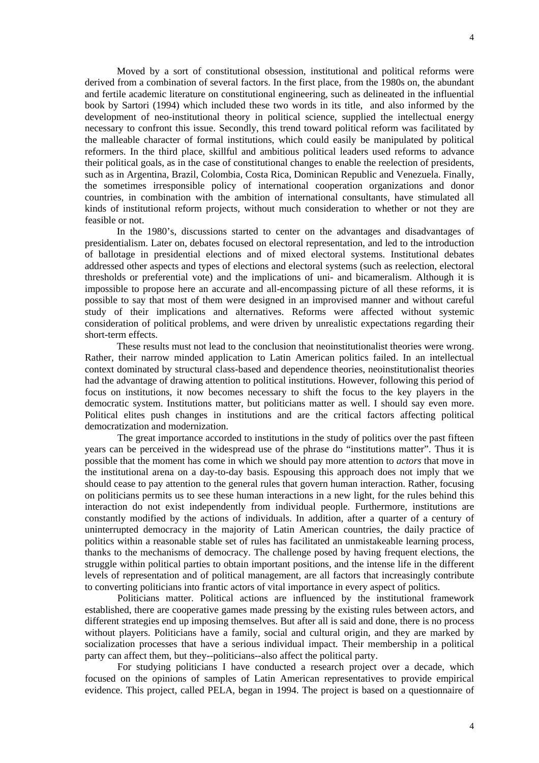Moved by a sort of constitutional obsession, institutional and political reforms were derived from a combination of several factors. In the first place, from the 1980s on, the abundant and fertile academic literature on constitutional engineering, such as delineated in the influential book by Sartori (1994) which included these two words in its title, and also informed by the development of neo-institutional theory in political science, supplied the intellectual energy necessary to confront this issue. Secondly, this trend toward political reform was facilitated by the malleable character of formal institutions, which could easily be manipulated by political reformers. In the third place, skillful and ambitious political leaders used reforms to advance their political goals, as in the case of constitutional changes to enable the reelection of presidents, such as in Argentina, Brazil, Colombia, Costa Rica, Dominican Republic and Venezuela. Finally, the sometimes irresponsible policy of international cooperation organizations and donor countries, in combination with the ambition of international consultants, have stimulated all kinds of institutional reform projects, without much consideration to whether or not they are feasible or not.

In the 1980's, discussions started to center on the advantages and disadvantages of presidentialism. Later on, debates focused on electoral representation, and led to the introduction of ballotage in presidential elections and of mixed electoral systems. Institutional debates addressed other aspects and types of elections and electoral systems (such as reelection, electoral thresholds or preferential vote) and the implications of uni- and bicameralism. Although it is impossible to propose here an accurate and all-encompassing picture of all these reforms, it is possible to say that most of them were designed in an improvised manner and without careful study of their implications and alternatives. Reforms were affected without systemic consideration of political problems, and were driven by unrealistic expectations regarding their short-term effects.

These results must not lead to the conclusion that neoinstitutionalist theories were wrong. Rather, their narrow minded application to Latin American politics failed. In an intellectual context dominated by structural class-based and dependence theories, neoinstitutionalist theories had the advantage of drawing attention to political institutions. However, following this period of focus on institutions, it now becomes necessary to shift the focus to the key players in the democratic system. Institutions matter, but politicians matter as well. I should say even more. Political elites push changes in institutions and are the critical factors affecting political democratization and modernization.

The great importance accorded to institutions in the study of politics over the past fifteen years can be perceived in the widespread use of the phrase do "institutions matter". Thus it is possible that the moment has come in which we should pay more attention to *actors* that move in the institutional arena on a day-to-day basis. Espousing this approach does not imply that we should cease to pay attention to the general rules that govern human interaction. Rather, focusing on politicians permits us to see these human interactions in a new light, for the rules behind this interaction do not exist independently from individual people. Furthermore, institutions are constantly modified by the actions of individuals. In addition, after a quarter of a century of uninterrupted democracy in the majority of Latin American countries, the daily practice of politics within a reasonable stable set of rules has facilitated an unmistakeable learning process, thanks to the mechanisms of democracy. The challenge posed by having frequent elections, the struggle within political parties to obtain important positions, and the intense life in the different levels of representation and of political management, are all factors that increasingly contribute to converting politicians into frantic actors of vital importance in every aspect of politics.

Politicians matter. Political actions are influenced by the institutional framework established, there are cooperative games made pressing by the existing rules between actors, and different strategies end up imposing themselves. But after all is said and done, there is no process without players. Politicians have a family, social and cultural origin, and they are marked by socialization processes that have a serious individual impact. Their membership in a political party can affect them, but they--politicians--also affect the political party.

For studying politicians I have conducted a research project over a decade, which focused on the opinions of samples of Latin American representatives to provide empirical evidence. This project, called PELA, began in 1994. The project is based on a questionnaire of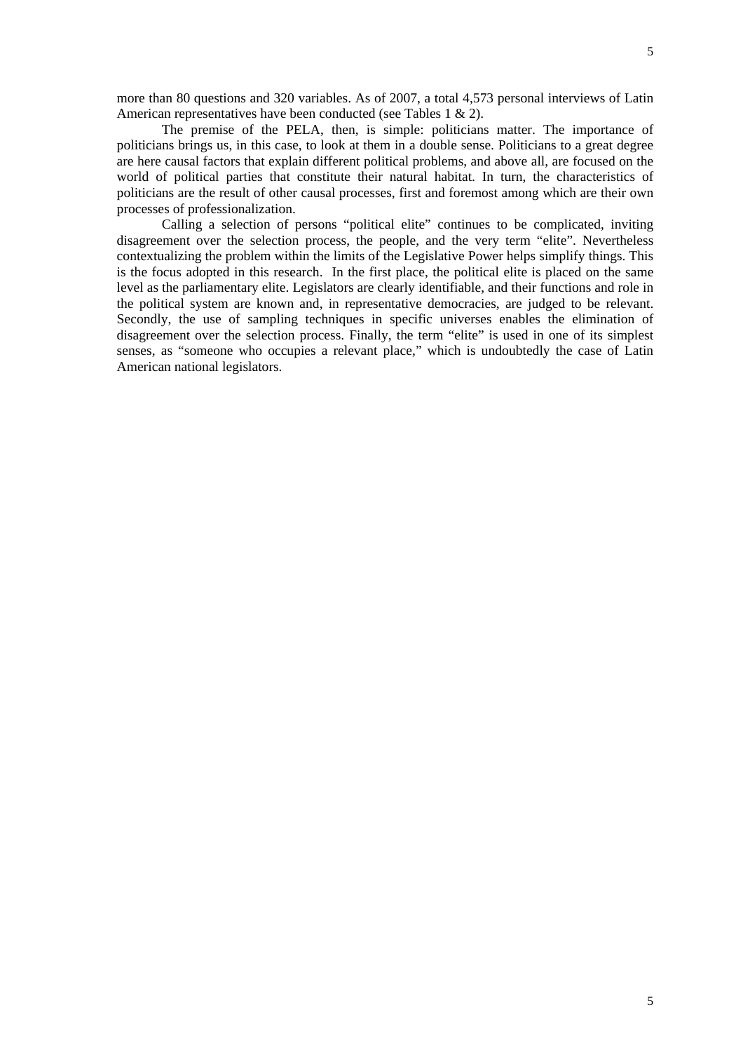more than 80 questions and 320 variables. As of 2007, a total 4,573 personal interviews of Latin American representatives have been conducted (see Tables 1 & 2).

The premise of the PELA, then, is simple: politicians matter. The importance of politicians brings us, in this case, to look at them in a double sense. Politicians to a great degree are here causal factors that explain different political problems, and above all, are focused on the world of political parties that constitute their natural habitat. In turn, the characteristics of politicians are the result of other causal processes, first and foremost among which are their own processes of professionalization.

Calling a selection of persons "political elite" continues to be complicated, inviting disagreement over the selection process, the people, and the very term "elite". Nevertheless contextualizing the problem within the limits of the Legislative Power helps simplify things. This is the focus adopted in this research. In the first place, the political elite is placed on the same level as the parliamentary elite. Legislators are clearly identifiable, and their functions and role in the political system are known and, in representative democracies, are judged to be relevant. Secondly, the use of sampling techniques in specific universes enables the elimination of disagreement over the selection process. Finally, the term "elite" is used in one of its simplest senses, as "someone who occupies a relevant place," which is undoubtedly the case of Latin American national legislators.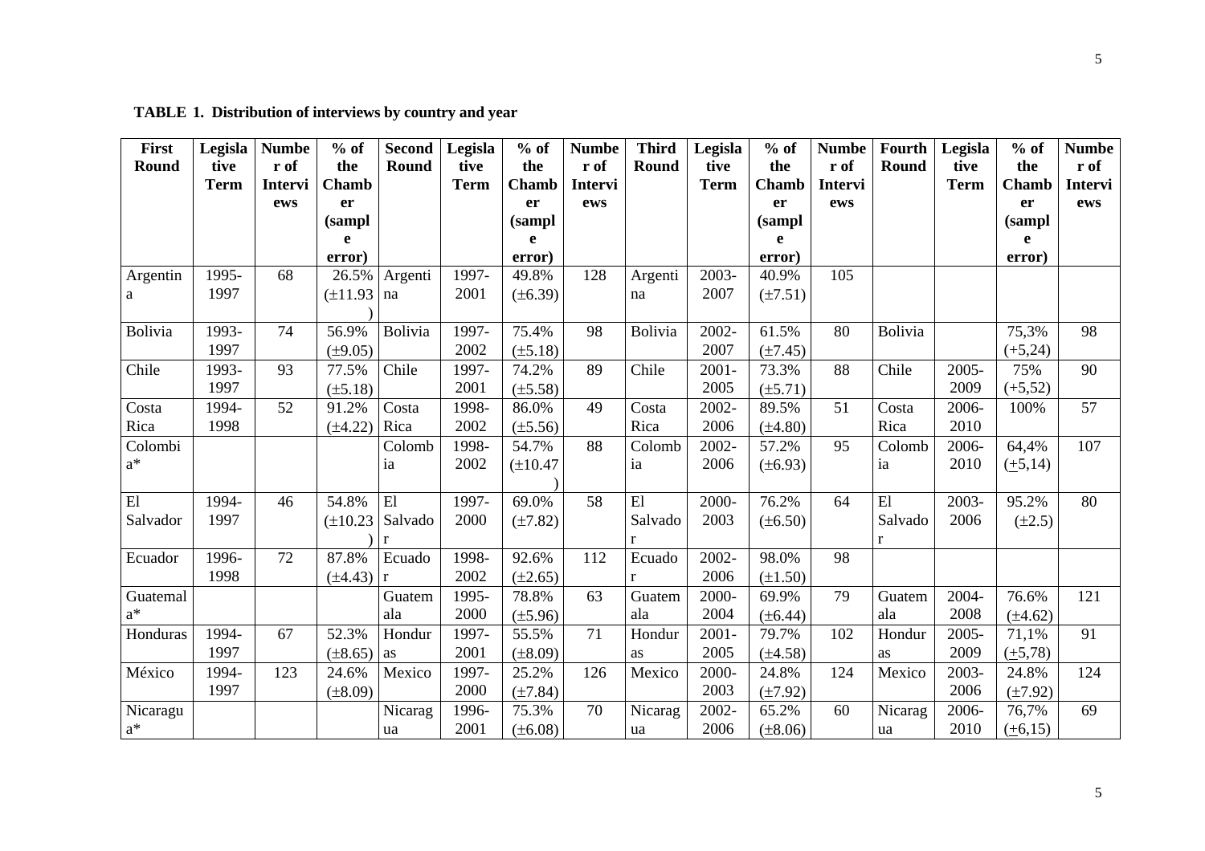**TABLE 1. Distribution of interviews by country and year**

| First Round | Legislative Term | Number of Interviews | % of the Chamber (sample error) | Second Round | Legislative Term | % of the Chamber (sample error) | Number of Interviews | Third Round | Legislative Term | % of the Chamber (sample error) | Number of Interviews | Fourth Round | Legislative Term | % of the Chamber (sample error) | Number of Interviews |
|---|---|---|---|---|---|---|---|---|---|---|---|---|---|---|---|
| Argentina | 1995-1997 | 68 | 26.5% (±11.93) | Argentina | 1997-2001 | 49.8% (±6.39) | 128 | Argentina | 2003-2007 | 40.9% (±7.51) | 105 | | | | |
| Bolivia | 1993-1997 | 74 | 56.9% (±9.05) | Bolivia | 1997-2002 | 75.4% (±5.18) | 98 | Bolivia | 2002-2007 | 61.5% (±7.45) | 80 | Bolivia | | 75,3% (+5,24) | 98 |
| Chile | 1993-1997 | 93 | 77.5% (±5.18) | Chile | 1997-2001 | 74.2% (±5.58) | 89 | Chile | 2001-2005 | 73.3% (±5.71) | 88 | Chile | 2005-2009 | 75% (+5,52) | 90 |
| Costa Rica | 1994-1998 | 52 | 91.2% (±4.22) | Costa Rica | 1998-2002 | 86.0% (±5.56) | 49 | Costa Rica | 2002-2006 | 89.5% (±4.80) | 51 | Costa Rica | 2006-2010 | 100% | 57 |
| Colombia* | | | | Colombia | 1998-2002 | 54.7% (±10.47) | 88 | Colombia | 2002-2006 | 57.2% (±6.93) | 95 | Colombia | 2006-2010 | 64,4% (±5,14) | 107 |
| El Salvador | 1994-1997 | 46 | 54.8% (±10.23) | El Salvador | 1997-2000 | 69.0% (±7.82) | 58 | El Salvador | 2000-2003 | 76.2% (±6.50) | 64 | El Salvador | 2003-2006 | 95.2% (±2.5) | 80 |
| Ecuador | 1996-1998 | 72 | 87.8% (±4.43) | Ecuador | 1998-2002 | 92.6% (±2.65) | 112 | Ecuador | 2002-2006 | 98.0% (±1.50) | 98 | | | | |
| Guatemala* | | | | Guatemala | 1995-2000 | 78.8% (±5.96) | 63 | Guatemala | 2000-2004 | 69.9% (±6.44) | 79 | Guatemala | 2004-2008 | 76.6% (±4.62) | 121 |
| Honduras | 1994-1997 | 67 | 52.3% (±8.65) | Honduras | 1997-2001 | 55.5% (±8.09) | 71 | Honduras | 2001-2005 | 79.7% (±4.58) | 102 | Honduras | 2005-2009 | 71,1% (±5,78) | 91 |
| México | 1994-1997 | 123 | 24.6% (±8.09) | Mexico | 1997-2000 | 25.2% (±7.84) | 126 | Mexico | 2000-2003 | 24.8% (±7.92) | 124 | Mexico | 2003-2006 | 24.8% (±7.92) | 124 |
| Nicaragua* | | | | Nicaragua | 1996-2001 | 75.3% (±6.08) | 70 | Nicaragua | 2002-2006 | 65.2% (±8.06) | 60 | Nicaragua | 2006-2010 | 76,7% (±6,15) | 69 |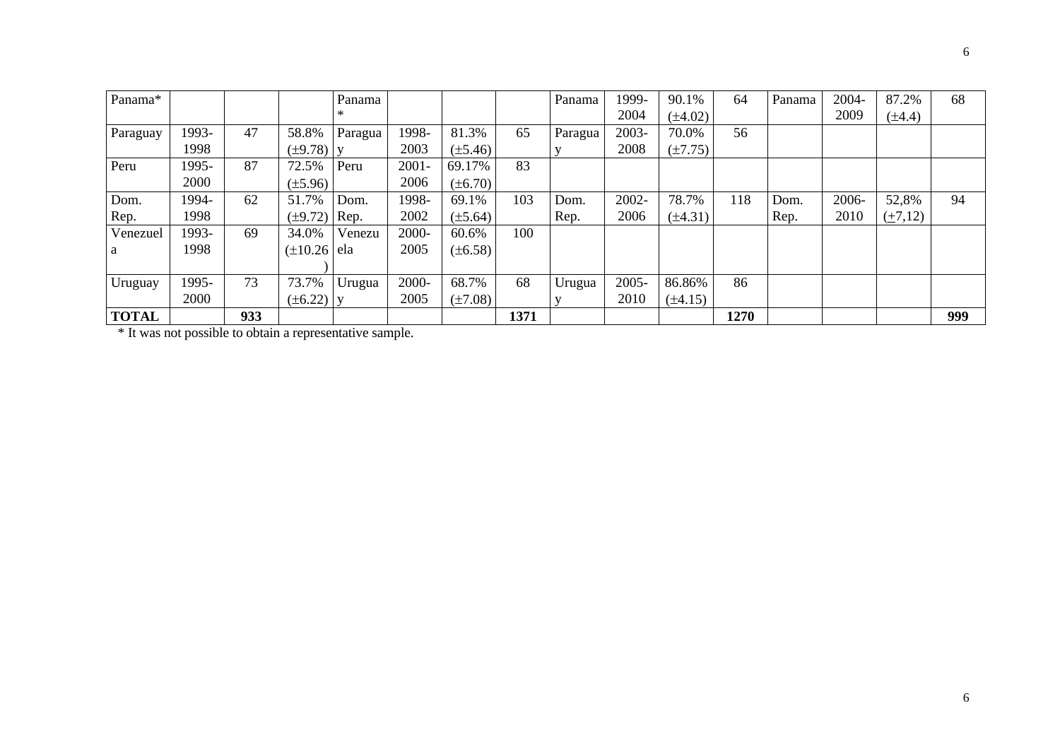| Panama* | | | | Panama* | | | | Panama | 1999-2004 | 90.1% (±4.02) | 64 | Panama | 2004-2009 | 87.2% (±4.4) | 68 |
|---|---|---|---|---|---|---|---|---|---|---|---|---|---|---|---|
| Paraguay | 1993-1998 | 47 | 58.8% (±9.78) | Paraguay | 1998-2003 | 81.3% (±5.46) | 65 | Paraguay | 2003-2008 | 70.0% (±7.75) | 56 | | | | |
| Peru | 1995-2000 | 87 | 72.5% (±5.96) | Peru | 2001-2006 | 69.17% (±6.70) | 83 | | | | | | | | |
| Dom. Rep. | 1994-1998 | 62 | 51.7% (±9.72) | Dom. Rep. | 1998-2002 | 69.1% (±5.64) | 103 | Dom. Rep. | 2002-2006 | 78.7% (±4.31) | 118 | Dom. Rep. | 2006-2010 | 52,8% (±7,12) | 94 |
| Venezuela | 1993-1998 | 69 | 34.0% (±10.26) | Venezuela | 2000-2005 | 60.6% (±6.58) | 100 | | | | | | | | |
| Uruguay | 1995-2000 | 73 | 73.7% (±6.22) | Uruguay | 2000-2005 | 68.7% (±7.08) | 68 | Uruguay | 2005-2010 | 86.86% (±4.15) | 86 | | | | |
| **TOTAL** | | **933** | | | | | **1371** | | | | **1270** | | | | **999** |

\* It was not possible to obtain a representative sample.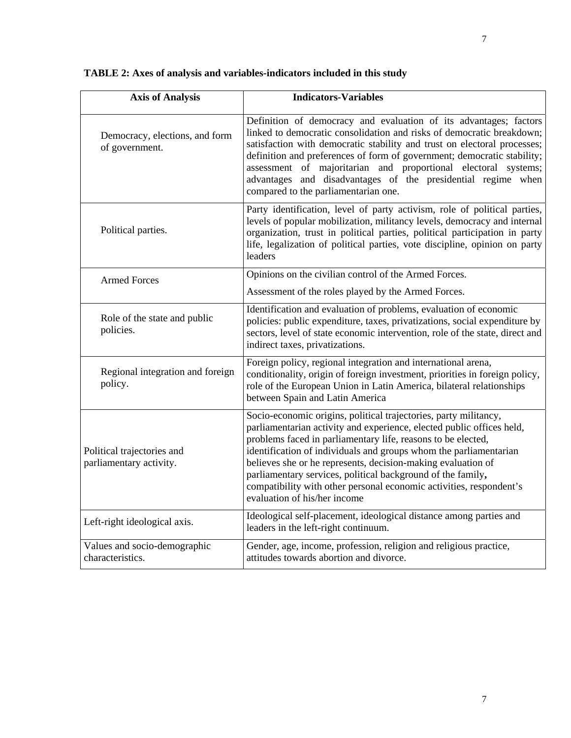**TABLE 2: Axes of analysis and variables-indicators included in this study**

| Axis of Analysis | Indicators-Variables |
|---|---|
| Democracy, elections, and form of government. | Definition of democracy and evaluation of its advantages; factors linked to democratic consolidation and risks of democratic breakdown; satisfaction with democratic stability and trust on electoral processes; definition and preferences of form of government; democratic stability; assessment of majoritarian and proportional electoral systems; advantages and disadvantages of the presidential regime when compared to the parliamentarian one. |
| Political parties. | Party identification, level of party activism, role of political parties, levels of popular mobilization, militancy levels, democracy and internal organization, trust in political parties, political participation in party life, legalization of political parties, vote discipline, opinion on party leaders |
| Armed Forces | Opinions on the civilian control of the Armed Forces. Assessment of the roles played by the Armed Forces. |
| Role of the state and public policies. | Identification and evaluation of problems, evaluation of economic policies: public expenditure, taxes, privatizations, social expenditure by sectors, level of state economic intervention, role of the state, direct and indirect taxes, privatizations. |
| Regional integration and foreign policy. | Foreign policy, regional integration and international arena, conditionality, origin of foreign investment, priorities in foreign policy, role of the European Union in Latin America, bilateral relationships between Spain and Latin America |
| Political trajectories and parliamentary activity. | Socio-economic origins, political trajectories, party militancy, parliamentarian activity and experience, elected public offices held, problems faced in parliamentary life, reasons to be elected, identification of individuals and groups whom the parliamentarian believes she or he represents, decision-making evaluation of parliamentary services, political background of the family, compatibility with other personal economic activities, respondent's evaluation of his/her income |
| Left-right ideological axis. | Ideological self-placement, ideological distance among parties and leaders in the left-right continuum. |
| Values and socio-demographic characteristics. | Gender, age, income, profession, religion and religious practice, attitudes towards abortion and divorce. |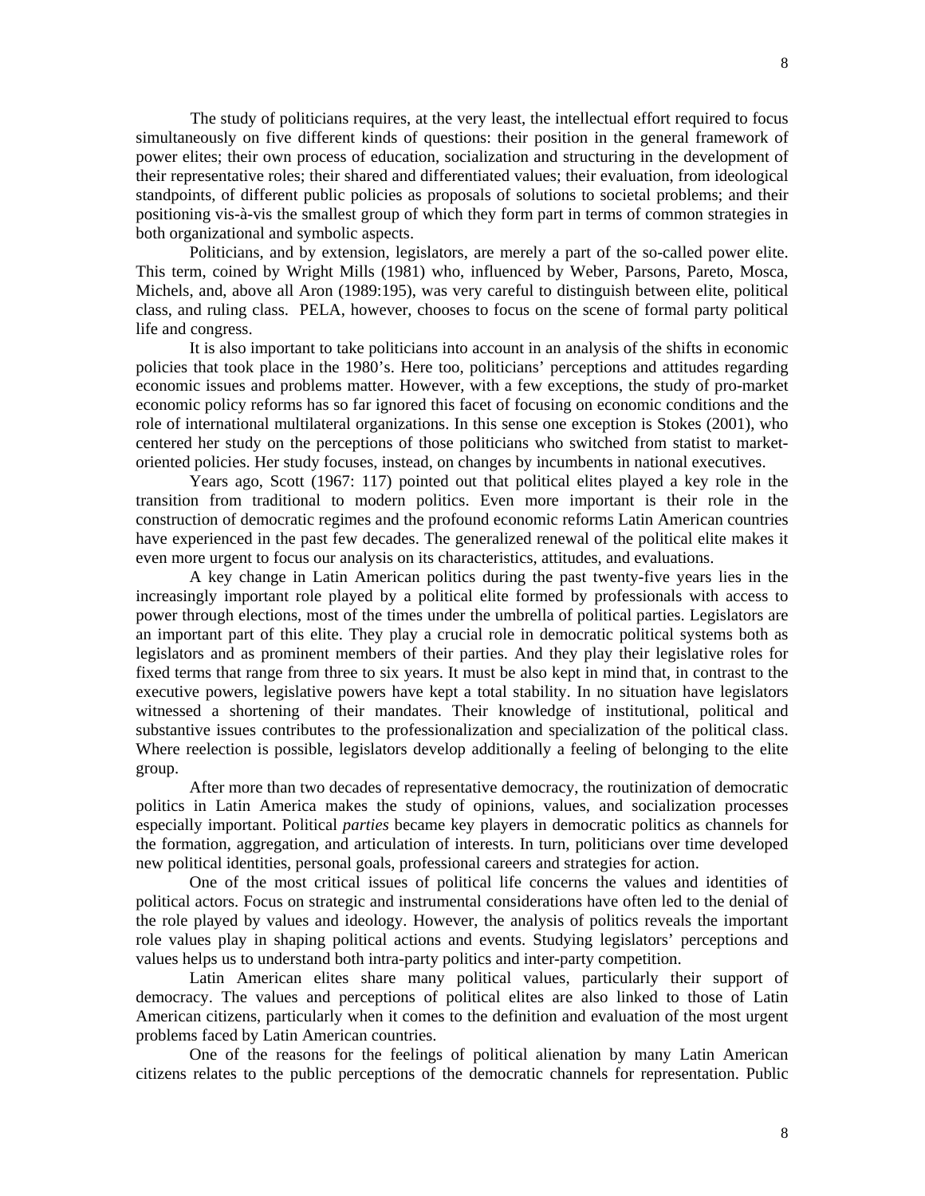The study of politicians requires, at the very least, the intellectual effort required to focus simultaneously on five different kinds of questions: their position in the general framework of power elites; their own process of education, socialization and structuring in the development of their representative roles; their shared and differentiated values; their evaluation, from ideological standpoints, of different public policies as proposals of solutions to societal problems; and their positioning vis-à-vis the smallest group of which they form part in terms of common strategies in both organizational and symbolic aspects.

Politicians, and by extension, legislators, are merely a part of the so-called power elite. This term, coined by Wright Mills (1981) who, influenced by Weber, Parsons, Pareto, Mosca, Michels, and, above all Aron (1989:195), was very careful to distinguish between elite, political class, and ruling class. PELA, however, chooses to focus on the scene of formal party political life and congress.

It is also important to take politicians into account in an analysis of the shifts in economic policies that took place in the 1980's. Here too, politicians' perceptions and attitudes regarding economic issues and problems matter. However, with a few exceptions, the study of pro-market economic policy reforms has so far ignored this facet of focusing on economic conditions and the role of international multilateral organizations. In this sense one exception is Stokes (2001), who centered her study on the perceptions of those politicians who switched from statist to market-oriented policies. Her study focuses, instead, on changes by incumbents in national executives.

Years ago, Scott (1967: 117) pointed out that political elites played a key role in the transition from traditional to modern politics. Even more important is their role in the construction of democratic regimes and the profound economic reforms Latin American countries have experienced in the past few decades. The generalized renewal of the political elite makes it even more urgent to focus our analysis on its characteristics, attitudes, and evaluations.

A key change in Latin American politics during the past twenty-five years lies in the increasingly important role played by a political elite formed by professionals with access to power through elections, most of the times under the umbrella of political parties. Legislators are an important part of this elite. They play a crucial role in democratic political systems both as legislators and as prominent members of their parties. And they play their legislative roles for fixed terms that range from three to six years. It must be also kept in mind that, in contrast to the executive powers, legislative powers have kept a total stability. In no situation have legislators witnessed a shortening of their mandates. Their knowledge of institutional, political and substantive issues contributes to the professionalization and specialization of the political class. Where reelection is possible, legislators develop additionally a feeling of belonging to the elite group.

After more than two decades of representative democracy, the routinization of democratic politics in Latin America makes the study of opinions, values, and socialization processes especially important. Political *parties* became key players in democratic politics as channels for the formation, aggregation, and articulation of interests. In turn, politicians over time developed new political identities, personal goals, professional careers and strategies for action.

One of the most critical issues of political life concerns the values and identities of political actors. Focus on strategic and instrumental considerations have often led to the denial of the role played by values and ideology. However, the analysis of politics reveals the important role values play in shaping political actions and events. Studying legislators' perceptions and values helps us to understand both intra-party politics and inter-party competition.

Latin American elites share many political values, particularly their support of democracy. The values and perceptions of political elites are also linked to those of Latin American citizens, particularly when it comes to the definition and evaluation of the most urgent problems faced by Latin American countries.

One of the reasons for the feelings of political alienation by many Latin American citizens relates to the public perceptions of the democratic channels for representation. Public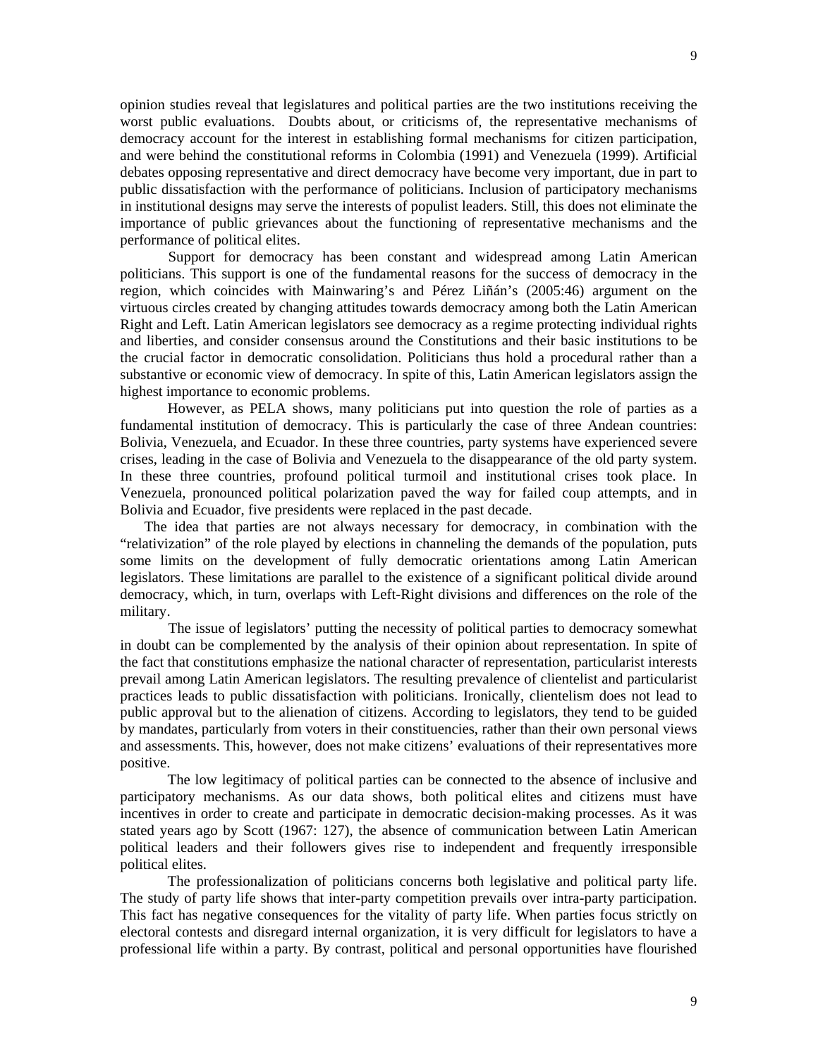opinion studies reveal that legislatures and political parties are the two institutions receiving the worst public evaluations. Doubts about, or criticisms of, the representative mechanisms of democracy account for the interest in establishing formal mechanisms for citizen participation, and were behind the constitutional reforms in Colombia (1991) and Venezuela (1999). Artificial debates opposing representative and direct democracy have become very important, due in part to public dissatisfaction with the performance of politicians. Inclusion of participatory mechanisms in institutional designs may serve the interests of populist leaders. Still, this does not eliminate the importance of public grievances about the functioning of representative mechanisms and the performance of political elites.

Support for democracy has been constant and widespread among Latin American politicians. This support is one of the fundamental reasons for the success of democracy in the region, which coincides with Mainwaring's and Pérez Liñán's (2005:46) argument on the virtuous circles created by changing attitudes towards democracy among both the Latin American Right and Left. Latin American legislators see democracy as a regime protecting individual rights and liberties, and consider consensus around the Constitutions and their basic institutions to be the crucial factor in democratic consolidation. Politicians thus hold a procedural rather than a substantive or economic view of democracy. In spite of this, Latin American legislators assign the highest importance to economic problems.

However, as PELA shows, many politicians put into question the role of parties as a fundamental institution of democracy. This is particularly the case of three Andean countries: Bolivia, Venezuela, and Ecuador. In these three countries, party systems have experienced severe crises, leading in the case of Bolivia and Venezuela to the disappearance of the old party system. In these three countries, profound political turmoil and institutional crises took place. In Venezuela, pronounced political polarization paved the way for failed coup attempts, and in Bolivia and Ecuador, five presidents were replaced in the past decade.

The idea that parties are not always necessary for democracy, in combination with the "relativization" of the role played by elections in channeling the demands of the population, puts some limits on the development of fully democratic orientations among Latin American legislators. These limitations are parallel to the existence of a significant political divide around democracy, which, in turn, overlaps with Left-Right divisions and differences on the role of the military.

The issue of legislators' putting the necessity of political parties to democracy somewhat in doubt can be complemented by the analysis of their opinion about representation. In spite of the fact that constitutions emphasize the national character of representation, particularist interests prevail among Latin American legislators. The resulting prevalence of clientelist and particularist practices leads to public dissatisfaction with politicians. Ironically, clientelism does not lead to public approval but to the alienation of citizens. According to legislators, they tend to be guided by mandates, particularly from voters in their constituencies, rather than their own personal views and assessments. This, however, does not make citizens' evaluations of their representatives more positive.

The low legitimacy of political parties can be connected to the absence of inclusive and participatory mechanisms. As our data shows, both political elites and citizens must have incentives in order to create and participate in democratic decision-making processes. As it was stated years ago by Scott (1967: 127), the absence of communication between Latin American political leaders and their followers gives rise to independent and frequently irresponsible political elites.

The professionalization of politicians concerns both legislative and political party life. The study of party life shows that inter-party competition prevails over intra-party participation. This fact has negative consequences for the vitality of party life. When parties focus strictly on electoral contests and disregard internal organization, it is very difficult for legislators to have a professional life within a party. By contrast, political and personal opportunities have flourished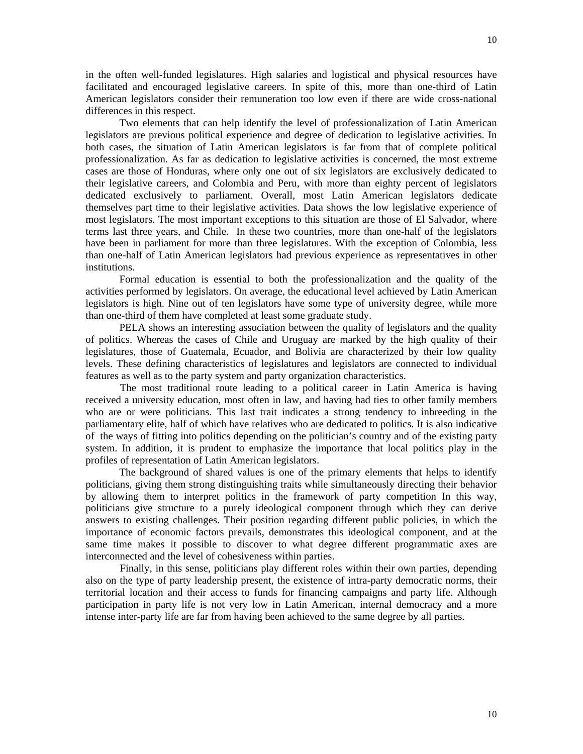in the often well-funded legislatures. High salaries and logistical and physical resources have facilitated and encouraged legislative careers. In spite of this, more than one-third of Latin American legislators consider their remuneration too low even if there are wide cross-national differences in this respect.

Two elements that can help identify the level of professionalization of Latin American legislators are previous political experience and degree of dedication to legislative activities. In both cases, the situation of Latin American legislators is far from that of complete political professionalization. As far as dedication to legislative activities is concerned, the most extreme cases are those of Honduras, where only one out of six legislators are exclusively dedicated to their legislative careers, and Colombia and Peru, with more than eighty percent of legislators dedicated exclusively to parliament. Overall, most Latin American legislators dedicate themselves part time to their legislative activities. Data shows the low legislative experience of most legislators. The most important exceptions to this situation are those of El Salvador, where terms last three years, and Chile. In these two countries, more than one-half of the legislators have been in parliament for more than three legislatures. With the exception of Colombia, less than one-half of Latin American legislators had previous experience as representatives in other institutions.

Formal education is essential to both the professionalization and the quality of the activities performed by legislators. On average, the educational level achieved by Latin American legislators is high. Nine out of ten legislators have some type of university degree, while more than one-third of them have completed at least some graduate study.

PELA shows an interesting association between the quality of legislators and the quality of politics. Whereas the cases of Chile and Uruguay are marked by the high quality of their legislatures, those of Guatemala, Ecuador, and Bolivia are characterized by their low quality levels. These defining characteristics of legislatures and legislators are connected to individual features as well as to the party system and party organization characteristics.

The most traditional route leading to a political career in Latin America is having received a university education, most often in law, and having had ties to other family members who are or were politicians. This last trait indicates a strong tendency to inbreeding in the parliamentary elite, half of which have relatives who are dedicated to politics. It is also indicative of the ways of fitting into politics depending on the politician's country and of the existing party system. In addition, it is prudent to emphasize the importance that local politics play in the profiles of representation of Latin American legislators.

The background of shared values is one of the primary elements that helps to identify politicians, giving them strong distinguishing traits while simultaneously directing their behavior by allowing them to interpret politics in the framework of party competition In this way, politicians give structure to a purely ideological component through which they can derive answers to existing challenges. Their position regarding different public policies, in which the importance of economic factors prevails, demonstrates this ideological component, and at the same time makes it possible to discover to what degree different programmatic axes are interconnected and the level of cohesiveness within parties.

Finally, in this sense, politicians play different roles within their own parties, depending also on the type of party leadership present, the existence of intra-party democratic norms, their territorial location and their access to funds for financing campaigns and party life. Although participation in party life is not very low in Latin American, internal democracy and a more intense inter-party life are far from having been achieved to the same degree by all parties.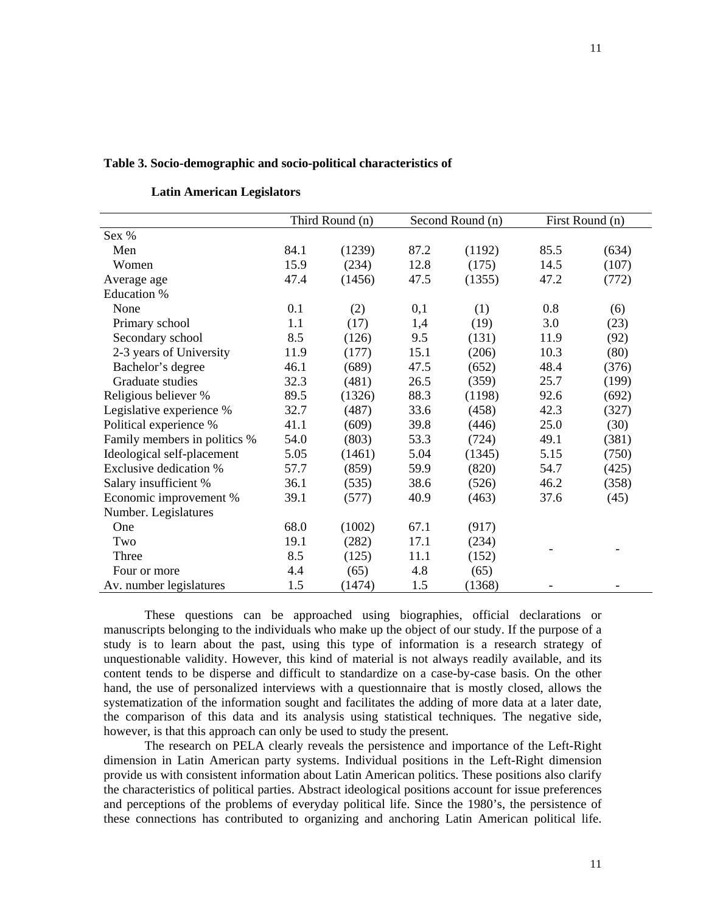**Table 3. Socio-demographic and socio-political characteristics of Latin American Legislators**

| | Third Round (n) | | Second Round (n) | | First Round (n) | |
|---|---|---|---|---|---|---|
| Sex % | | | | | | |
| Men | 84.1 | (1239) | 87.2 | (1192) | 85.5 | (634) |
| Women | 15.9 | (234) | 12.8 | (175) | 14.5 | (107) |
| Average age | 47.4 | (1456) | 47.5 | (1355) | 47.2 | (772) |
| Education % | | | | | | |
| None | 0.1 | (2) | 0,1 | (1) | 0.8 | (6) |
| Primary school | 1.1 | (17) | 1,4 | (19) | 3.0 | (23) |
| Secondary school | 8.5 | (126) | 9.5 | (131) | 11.9 | (92) |
| 2-3 years of University | 11.9 | (177) | 15.1 | (206) | 10.3 | (80) |
| Bachelor's degree | 46.1 | (689) | 47.5 | (652) | 48.4 | (376) |
| Graduate studies | 32.3 | (481) | 26.5 | (359) | 25.7 | (199) |
| Religious believer % | 89.5 | (1326) | 88.3 | (1198) | 92.6 | (692) |
| Legislative experience % | 32.7 | (487) | 33.6 | (458) | 42.3 | (327) |
| Political experience % | 41.1 | (609) | 39.8 | (446) | 25.0 | (30) |
| Family members in politics % | 54.0 | (803) | 53.3 | (724) | 49.1 | (381) |
| Ideological self-placement | 5.05 | (1461) | 5.04 | (1345) | 5.15 | (750) |
| Exclusive dedication % | 57.7 | (859) | 59.9 | (820) | 54.7 | (425) |
| Salary insufficient % | 36.1 | (535) | 38.6 | (526) | 46.2 | (358) |
| Economic improvement % | 39.1 | (577) | 40.9 | (463) | 37.6 | (45) |
| Number. Legislatures | | | | | | |
| One | 68.0 | (1002) | 67.1 | (917) | | |
| Two | 19.1 | (282) | 17.1 | (234) | - | - |
| Three | 8.5 | (125) | 11.1 | (152) | | |
| Four or more | 4.4 | (65) | 4.8 | (65) | | |
| Av. number legislatures | 1.5 | (1474) | 1.5 | (1368) | - | - |

These questions can be approached using biographies, official declarations or manuscripts belonging to the individuals who make up the object of our study. If the purpose of a study is to learn about the past, using this type of information is a research strategy of unquestionable validity. However, this kind of material is not always readily available, and its content tends to be disperse and difficult to standardize on a case-by-case basis. On the other hand, the use of personalized interviews with a questionnaire that is mostly closed, allows the systematization of the information sought and facilitates the adding of more data at a later date, the comparison of this data and its analysis using statistical techniques. The negative side, however, is that this approach can only be used to study the present.

The research on PELA clearly reveals the persistence and importance of the Left-Right dimension in Latin American party systems. Individual positions in the Left-Right dimension provide us with consistent information about Latin American politics. These positions also clarify the characteristics of political parties. Abstract ideological positions account for issue preferences and perceptions of the problems of everyday political life. Since the 1980's, the persistence of these connections has contributed to organizing and anchoring Latin American political life.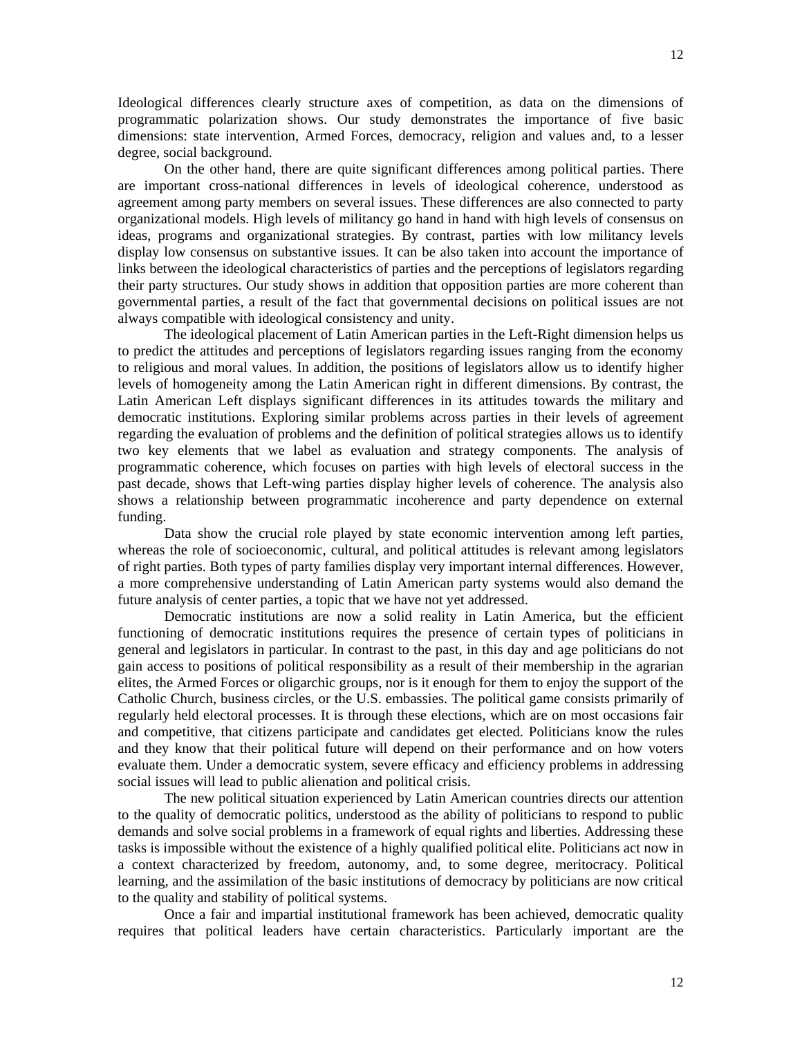Ideological differences clearly structure axes of competition, as data on the dimensions of programmatic polarization shows. Our study demonstrates the importance of five basic dimensions: state intervention, Armed Forces, democracy, religion and values and, to a lesser degree, social background.

On the other hand, there are quite significant differences among political parties. There are important cross-national differences in levels of ideological coherence, understood as agreement among party members on several issues. These differences are also connected to party organizational models. High levels of militancy go hand in hand with high levels of consensus on ideas, programs and organizational strategies. By contrast, parties with low militancy levels display low consensus on substantive issues. It can be also taken into account the importance of links between the ideological characteristics of parties and the perceptions of legislators regarding their party structures. Our study shows in addition that opposition parties are more coherent than governmental parties, a result of the fact that governmental decisions on political issues are not always compatible with ideological consistency and unity.

The ideological placement of Latin American parties in the Left-Right dimension helps us to predict the attitudes and perceptions of legislators regarding issues ranging from the economy to religious and moral values. In addition, the positions of legislators allow us to identify higher levels of homogeneity among the Latin American right in different dimensions. By contrast, the Latin American Left displays significant differences in its attitudes towards the military and democratic institutions. Exploring similar problems across parties in their levels of agreement regarding the evaluation of problems and the definition of political strategies allows us to identify two key elements that we label as evaluation and strategy components. The analysis of programmatic coherence, which focuses on parties with high levels of electoral success in the past decade, shows that Left-wing parties display higher levels of coherence. The analysis also shows a relationship between programmatic incoherence and party dependence on external funding.

Data show the crucial role played by state economic intervention among left parties, whereas the role of socioeconomic, cultural, and political attitudes is relevant among legislators of right parties. Both types of party families display very important internal differences. However, a more comprehensive understanding of Latin American party systems would also demand the future analysis of center parties, a topic that we have not yet addressed.

Democratic institutions are now a solid reality in Latin America, but the efficient functioning of democratic institutions requires the presence of certain types of politicians in general and legislators in particular. In contrast to the past, in this day and age politicians do not gain access to positions of political responsibility as a result of their membership in the agrarian elites, the Armed Forces or oligarchic groups, nor is it enough for them to enjoy the support of the Catholic Church, business circles, or the U.S. embassies. The political game consists primarily of regularly held electoral processes. It is through these elections, which are on most occasions fair and competitive, that citizens participate and candidates get elected. Politicians know the rules and they know that their political future will depend on their performance and on how voters evaluate them. Under a democratic system, severe efficacy and efficiency problems in addressing social issues will lead to public alienation and political crisis.

The new political situation experienced by Latin American countries directs our attention to the quality of democratic politics, understood as the ability of politicians to respond to public demands and solve social problems in a framework of equal rights and liberties. Addressing these tasks is impossible without the existence of a highly qualified political elite. Politicians act now in a context characterized by freedom, autonomy, and, to some degree, meritocracy. Political learning, and the assimilation of the basic institutions of democracy by politicians are now critical to the quality and stability of political systems.

Once a fair and impartial institutional framework has been achieved, democratic quality requires that political leaders have certain characteristics. Particularly important are the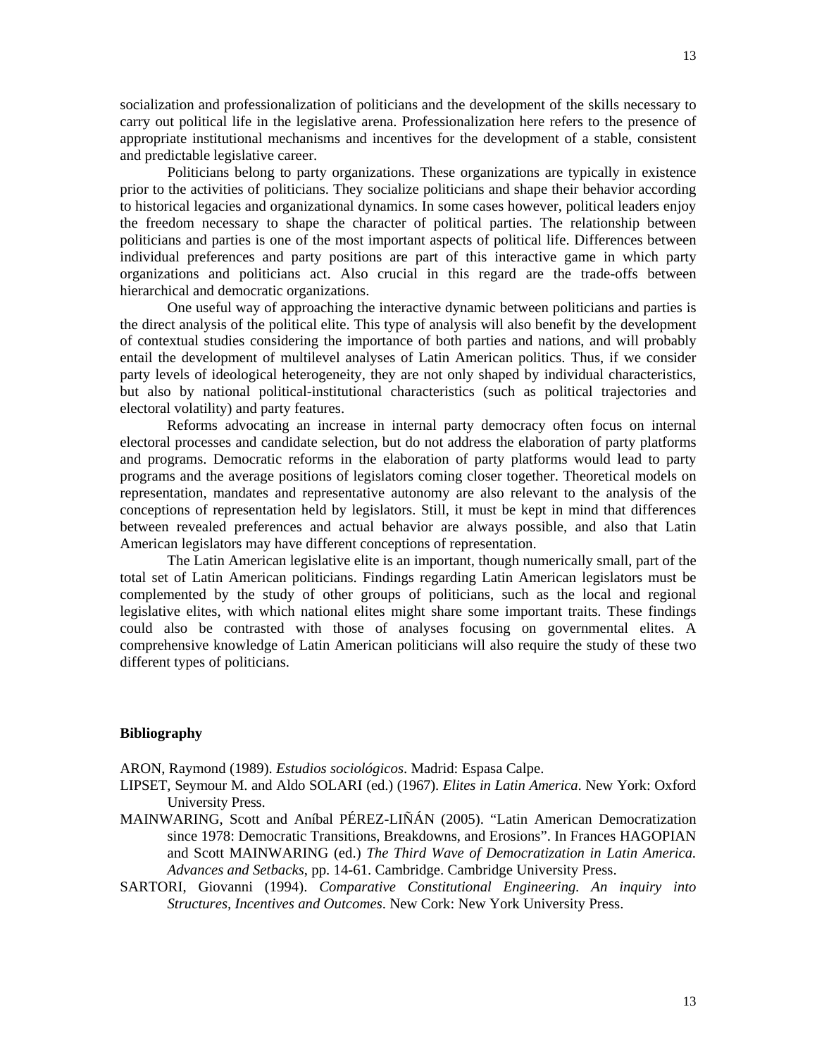socialization and professionalization of politicians and the development of the skills necessary to carry out political life in the legislative arena. Professionalization here refers to the presence of appropriate institutional mechanisms and incentives for the development of a stable, consistent and predictable legislative career.

Politicians belong to party organizations. These organizations are typically in existence prior to the activities of politicians. They socialize politicians and shape their behavior according to historical legacies and organizational dynamics. In some cases however, political leaders enjoy the freedom necessary to shape the character of political parties. The relationship between politicians and parties is one of the most important aspects of political life. Differences between individual preferences and party positions are part of this interactive game in which party organizations and politicians act. Also crucial in this regard are the trade-offs between hierarchical and democratic organizations.

One useful way of approaching the interactive dynamic between politicians and parties is the direct analysis of the political elite. This type of analysis will also benefit by the development of contextual studies considering the importance of both parties and nations, and will probably entail the development of multilevel analyses of Latin American politics. Thus, if we consider party levels of ideological heterogeneity, they are not only shaped by individual characteristics, but also by national political-institutional characteristics (such as political trajectories and electoral volatility) and party features.

Reforms advocating an increase in internal party democracy often focus on internal electoral processes and candidate selection, but do not address the elaboration of party platforms and programs. Democratic reforms in the elaboration of party platforms would lead to party programs and the average positions of legislators coming closer together. Theoretical models on representation, mandates and representative autonomy are also relevant to the analysis of the conceptions of representation held by legislators. Still, it must be kept in mind that differences between revealed preferences and actual behavior are always possible, and also that Latin American legislators may have different conceptions of representation.

The Latin American legislative elite is an important, though numerically small, part of the total set of Latin American politicians. Findings regarding Latin American legislators must be complemented by the study of other groups of politicians, such as the local and regional legislative elites, with which national elites might share some important traits. These findings could also be contrasted with those of analyses focusing on governmental elites. A comprehensive knowledge of Latin American politicians will also require the study of these two different types of politicians.

**Bibliography**

ARON, Raymond (1989). *Estudios sociológicos*. Madrid: Espasa Calpe.

LIPSET, Seymour M. and Aldo SOLARI (ed.) (1967). *Elites in Latin America*. New York: Oxford University Press.

MAINWARING, Scott and Aníbal PÉREZ-LIÑÁN (2005). "Latin American Democratization since 1978: Democratic Transitions, Breakdowns, and Erosions". In Frances HAGOPIAN and Scott MAINWARING (ed.) *The Third Wave of Democratization in Latin America. Advances and Setbacks*, pp. 14-61. Cambridge. Cambridge University Press.

SARTORI, Giovanni (1994). *Comparative Constitutional Engineering. An inquiry into Structures, Incentives and Outcomes*. New Cork: New York University Press.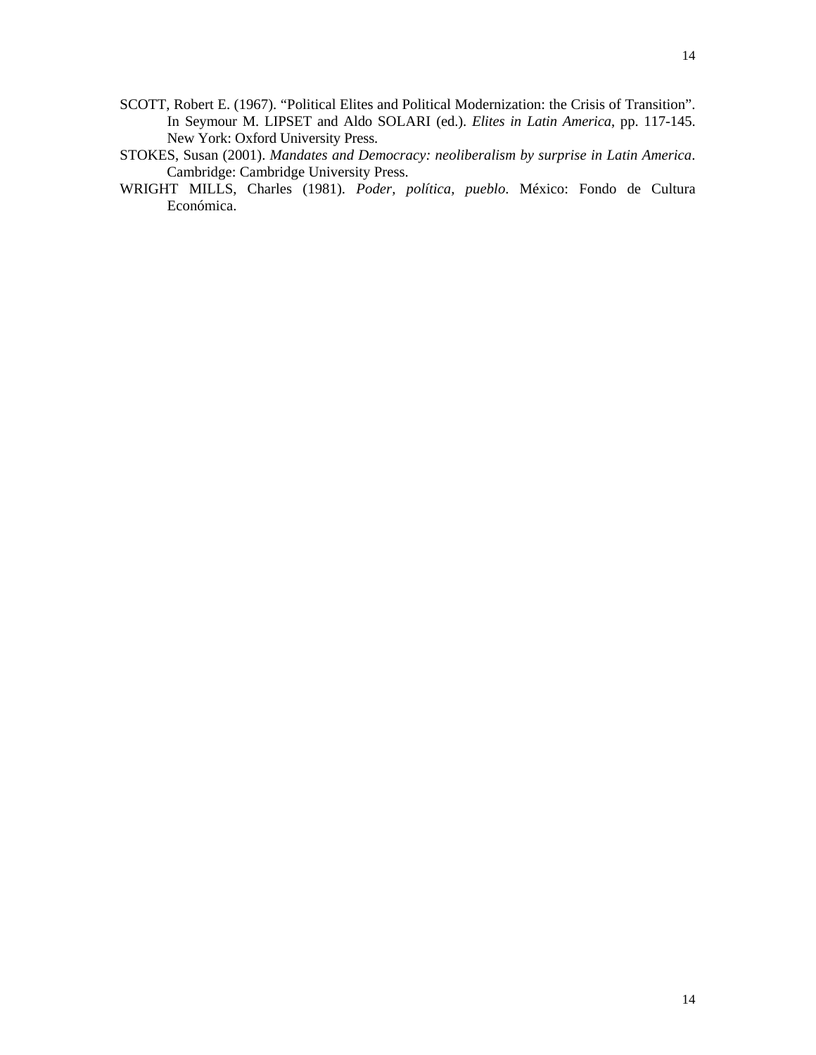SCOTT, Robert E. (1967). “Political Elites and Political Modernization: the Crisis of Transition”. In Seymour M. LIPSET and Aldo SOLARI (ed.). *Elites in Latin America*, pp. 117-145. New York: Oxford University Press.

STOKES, Susan (2001). *Mandates and Democracy: neoliberalism by surprise in Latin America*. Cambridge: Cambridge University Press.

WRIGHT MILLS, Charles (1981). *Poder, política, pueblo*. México: Fondo de Cultura Económica.